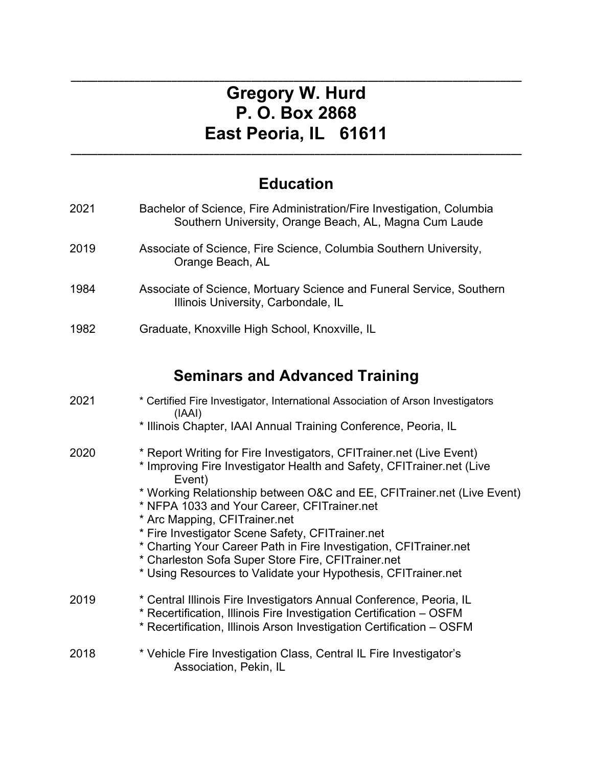# Gregory W. Hurd
# P. O. Box 2868
# East Peoria, IL 61611

## Education

2021 Bachelor of Science, Fire Administration/Fire Investigation, Columbia Southern University, Orange Beach, AL, Magna Cum Laude

2019 Associate of Science, Fire Science, Columbia Southern University, Orange Beach, AL

1984 Associate of Science, Mortuary Science and Funeral Service, Southern Illinois University, Carbondale, IL

1982 Graduate, Knoxville High School, Knoxville, IL

## Seminars and Advanced Training

2021
* Certified Fire Investigator, International Association of Arson Investigators (IAAI)
* Illinois Chapter, IAAI Annual Training Conference, Peoria, IL

2020
* Report Writing for Fire Investigators, CFITrainer.net (Live Event)
* Improving Fire Investigator Health and Safety, CFITrainer.net (Live Event)
* Working Relationship between O&C and EE, CFITrainer.net (Live Event)
* NFPA 1033 and Your Career, CFITrainer.net
* Arc Mapping, CFITrainer.net
* Fire Investigator Scene Safety, CFITrainer.net
* Charting Your Career Path in Fire Investigation, CFITrainer.net
* Charleston Sofa Super Store Fire, CFITrainer.net
* Using Resources to Validate your Hypothesis, CFITrainer.net

2019
* Central Illinois Fire Investigators Annual Conference, Peoria, IL
* Recertification, Illinois Fire Investigation Certification – OSFM
* Recertification, Illinois Arson Investigation Certification – OSFM

2018
* Vehicle Fire Investigation Class, Central IL Fire Investigator's Association, Pekin, IL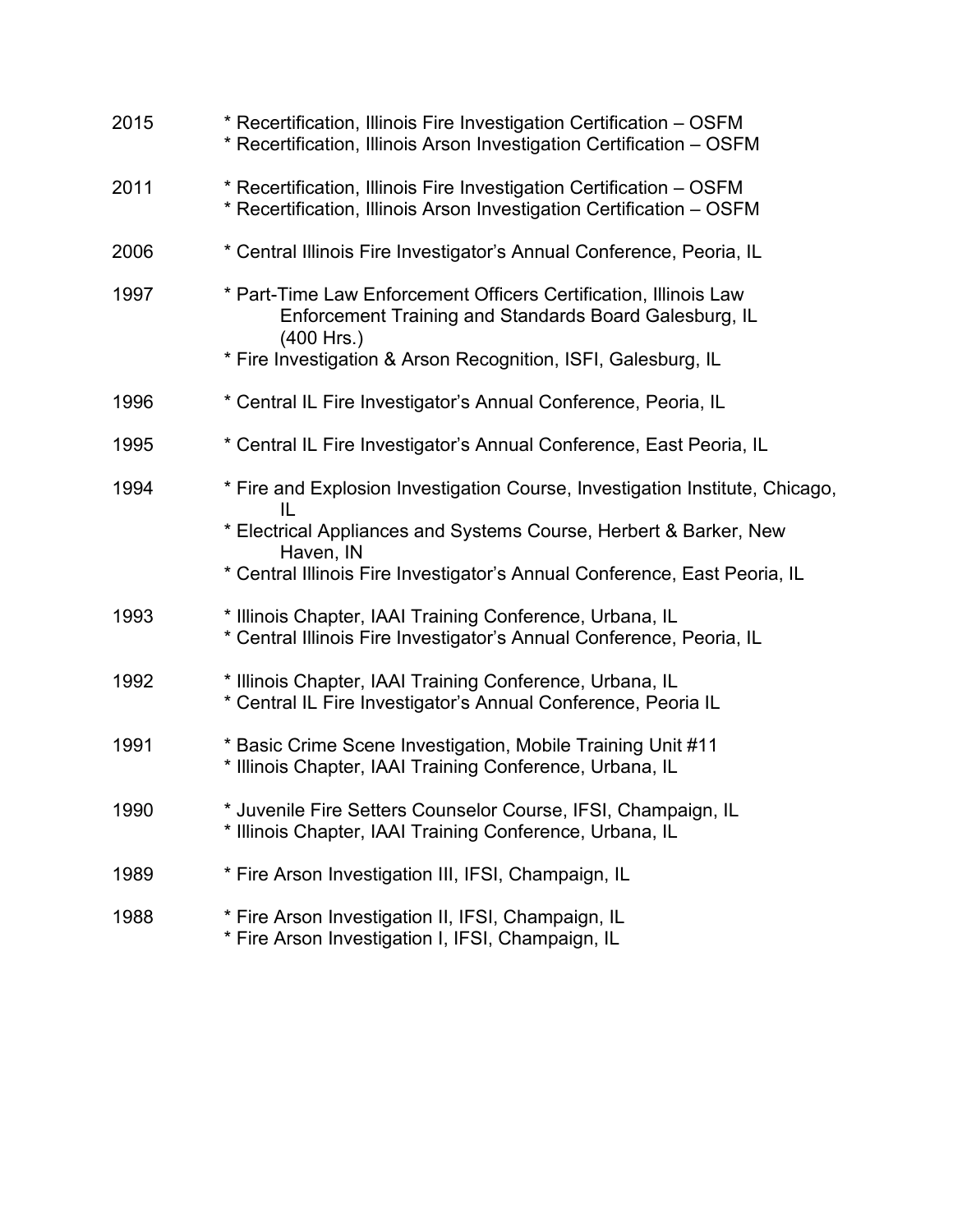2015 * Recertification, Illinois Fire Investigation Certification – OSFM
* Recertification, Illinois Arson Investigation Certification – OSFM

2011 * Recertification, Illinois Fire Investigation Certification – OSFM
* Recertification, Illinois Arson Investigation Certification – OSFM

2006 * Central Illinois Fire Investigator's Annual Conference, Peoria, IL

1997 * Part-Time Law Enforcement Officers Certification, Illinois Law Enforcement Training and Standards Board Galesburg, IL (400 Hrs.)
* Fire Investigation & Arson Recognition, ISFI, Galesburg, IL

1996 * Central IL Fire Investigator's Annual Conference, Peoria, IL

1995 * Central IL Fire Investigator's Annual Conference, East Peoria, IL

1994 * Fire and Explosion Investigation Course, Investigation Institute, Chicago, IL
* Electrical Appliances and Systems Course, Herbert & Barker, New Haven, IN
* Central Illinois Fire Investigator's Annual Conference, East Peoria, IL

1993 * Illinois Chapter, IAAI Training Conference, Urbana, IL
* Central Illinois Fire Investigator's Annual Conference, Peoria, IL

1992 * Illinois Chapter, IAAI Training Conference, Urbana, IL
* Central IL Fire Investigator's Annual Conference, Peoria IL

1991 * Basic Crime Scene Investigation, Mobile Training Unit #11
* Illinois Chapter, IAAI Training Conference, Urbana, IL

1990 * Juvenile Fire Setters Counselor Course, IFSI, Champaign, IL
* Illinois Chapter, IAAI Training Conference, Urbana, IL

1989 * Fire Arson Investigation III, IFSI, Champaign, IL

1988 * Fire Arson Investigation II, IFSI, Champaign, IL
* Fire Arson Investigation I, IFSI, Champaign, IL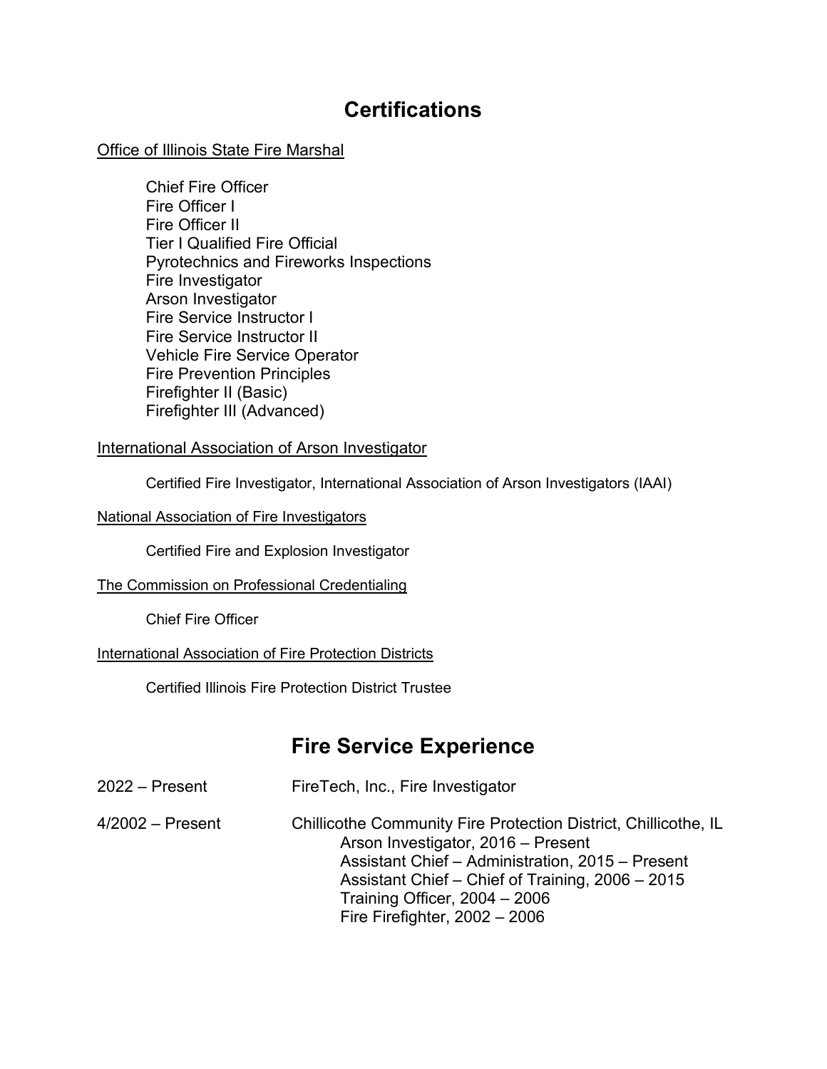## Certifications

Office of Illinois State Fire Marshal

- Chief Fire Officer
- Fire Officer I
- Fire Officer II
- Tier I Qualified Fire Official
- Pyrotechnics and Fireworks Inspections
- Fire Investigator
- Arson Investigator
- Fire Service Instructor I
- Fire Service Instructor II
- Vehicle Fire Service Operator
- Fire Prevention Principles
- Firefighter II (Basic)
- Firefighter III (Advanced)

International Association of Arson Investigator

- Certified Fire Investigator, International Association of Arson Investigators (IAAI)

National Association of Fire Investigators

- Certified Fire and Explosion Investigator

The Commission on Professional Credentialing

- Chief Fire Officer

International Association of Fire Protection Districts

- Certified Illinois Fire Protection District Trustee

## Fire Service Experience

2022 – Present FireTech, Inc., Fire Investigator

4/2002 – Present Chillicothe Community Fire Protection District, Chillicothe, IL
- Arson Investigator, 2016 – Present
- Assistant Chief – Administration, 2015 – Present
- Assistant Chief – Chief of Training, 2006 – 2015
- Training Officer, 2004 – 2006
- Fire Firefighter, 2002 – 2006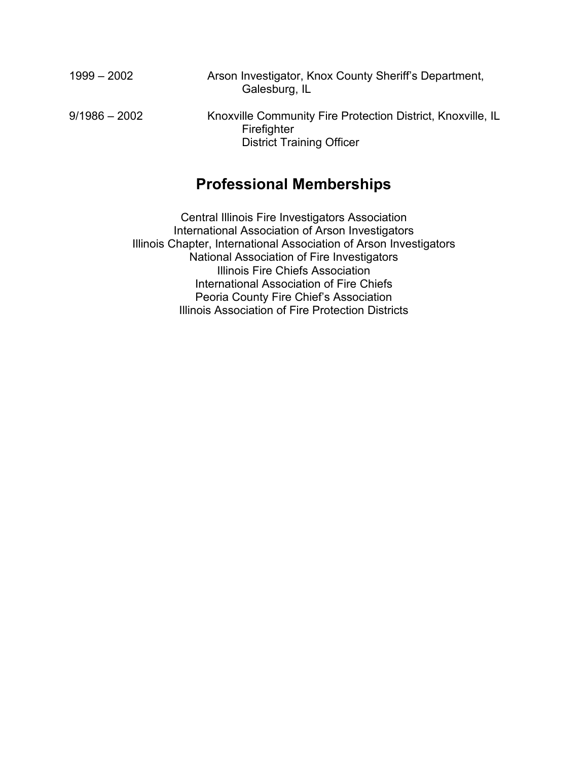1999 – 2002 Arson Investigator, Knox County Sheriff's Department, Galesburg, IL

9/1986 – 2002 Knoxville Community Fire Protection District, Knoxville, IL
- Firefighter
- District Training Officer

## Professional Memberships

Central Illinois Fire Investigators Association
International Association of Arson Investigators
Illinois Chapter, International Association of Arson Investigators
National Association of Fire Investigators
Illinois Fire Chiefs Association
International Association of Fire Chiefs
Peoria County Fire Chief's Association
Illinois Association of Fire Protection Districts